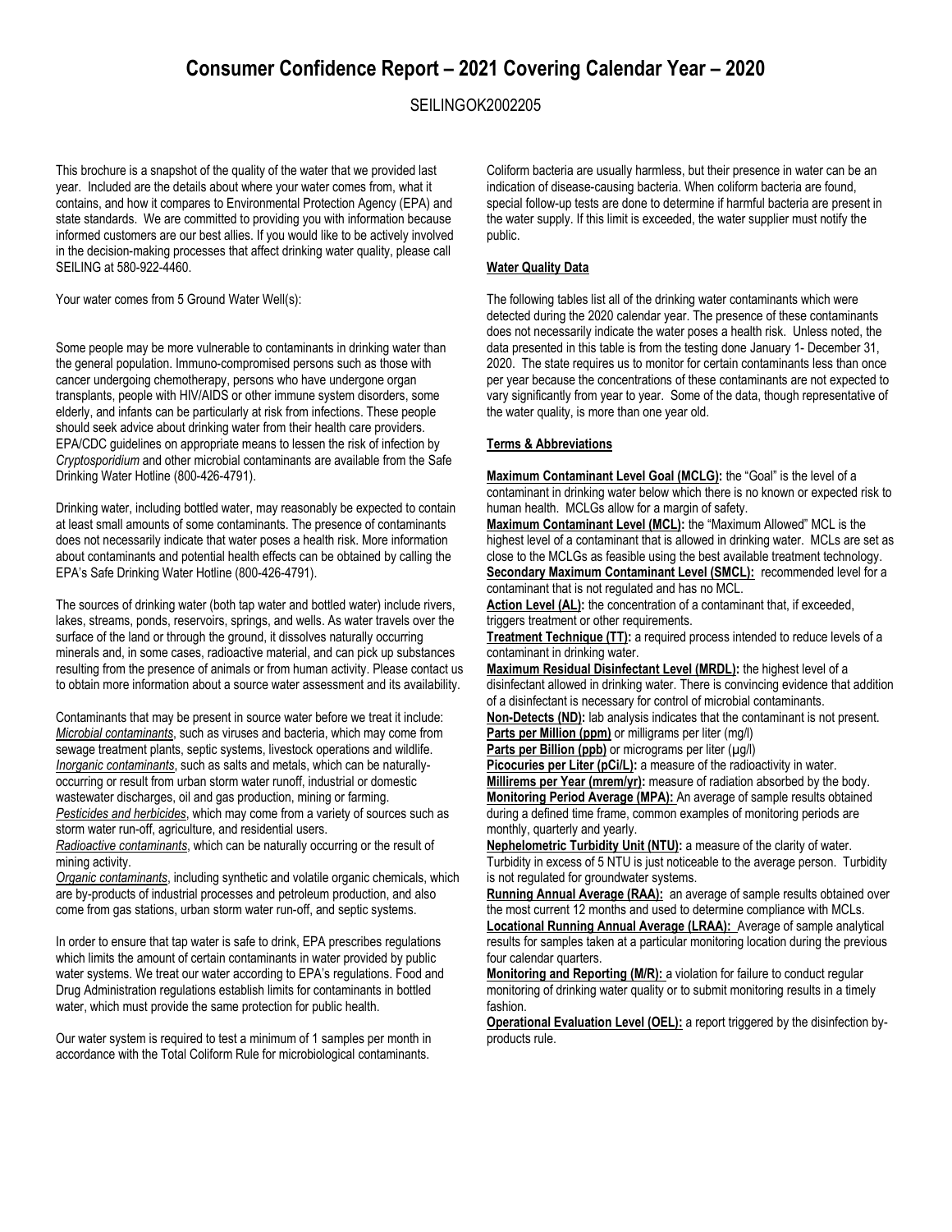# Consumer Confidence Report – 2021 Covering Calendar Year – 2020

SEILINGOK2002205

This brochure is a snapshot of the quality of the water that we provided last year. Included are the details about where your water comes from, what it contains, and how it compares to Environmental Protection Agency (EPA) and state standards. We are committed to providing you with information because informed customers are our best allies. If you would like to be actively involved in the decision-making processes that affect drinking water quality, please call SEILING at 580-922-4460.

Your water comes from 5 Ground Water Well(s):

Some people may be more vulnerable to contaminants in drinking water than the general population. Immuno-compromised persons such as those with cancer undergoing chemotherapy, persons who have undergone organ transplants, people with HIV/AIDS or other immune system disorders, some elderly, and infants can be particularly at risk from infections. These people should seek advice about drinking water from their health care providers. EPA/CDC guidelines on appropriate means to lessen the risk of infection by *Cryptosporidium* and other microbial contaminants are available from the Safe Drinking Water Hotline (800-426-4791).

Drinking water, including bottled water, may reasonably be expected to contain at least small amounts of some contaminants. The presence of contaminants does not necessarily indicate that water poses a health risk. More information about contaminants and potential health effects can be obtained by calling the EPA's Safe Drinking Water Hotline (800-426-4791).

The sources of drinking water (both tap water and bottled water) include rivers, lakes, streams, ponds, reservoirs, springs, and wells. As water travels over the surface of the land or through the ground, it dissolves naturally occurring minerals and, in some cases, radioactive material, and can pick up substances resulting from the presence of animals or from human activity. Please contact us to obtain more information about a source water assessment and its availability.

Contaminants that may be present in source water before we treat it include:
***Microbial contaminants***, such as viruses and bacteria, which may come from sewage treatment plants, septic systems, livestock operations and wildlife.
***Inorganic contaminants***, such as salts and metals, which can be naturally-occurring or result from urban storm water runoff, industrial or domestic wastewater discharges, oil and gas production, mining or farming.
***Pesticides and herbicides***, which may come from a variety of sources such as storm water run-off, agriculture, and residential users.
***Radioactive contaminants***, which can be naturally occurring or the result of mining activity.
***Organic contaminants***, including synthetic and volatile organic chemicals, which are by-products of industrial processes and petroleum production, and also come from gas stations, urban storm water run-off, and septic systems.

In order to ensure that tap water is safe to drink, EPA prescribes regulations which limits the amount of certain contaminants in water provided by public water systems. We treat our water according to EPA's regulations. Food and Drug Administration regulations establish limits for contaminants in bottled water, which must provide the same protection for public health.

Our water system is required to test a minimum of 1 samples per month in accordance with the Total Coliform Rule for microbiological contaminants. Coliform bacteria are usually harmless, but their presence in water can be an indication of disease-causing bacteria. When coliform bacteria are found, special follow-up tests are done to determine if harmful bacteria are present in the water supply. If this limit is exceeded, the water supplier must notify the public.

## Water Quality Data

The following tables list all of the drinking water contaminants which were detected during the 2020 calendar year. The presence of these contaminants does not necessarily indicate the water poses a health risk. Unless noted, the data presented in this table is from the testing done January 1- December 31, 2020. The state requires us to monitor for certain contaminants less than once per year because the concentrations of these contaminants are not expected to vary significantly from year to year. Some of the data, though representative of the water quality, is more than one year old.

## Terms & Abbreviations

**Maximum Contaminant Level Goal (MCLG):** the "Goal" is the level of a contaminant in drinking water below which there is no known or expected risk to human health. MCLGs allow for a margin of safety.
**Maximum Contaminant Level (MCL):** the "Maximum Allowed" MCL is the highest level of a contaminant that is allowed in drinking water. MCLs are set as close to the MCLGs as feasible using the best available treatment technology.
**Secondary Maximum Contaminant Level (SMCL):** recommended level for a contaminant that is not regulated and has no MCL.
**Action Level (AL):** the concentration of a contaminant that, if exceeded, triggers treatment or other requirements.
**Treatment Technique (TT):** a required process intended to reduce levels of a contaminant in drinking water.
**Maximum Residual Disinfectant Level (MRDL):** the highest level of a disinfectant allowed in drinking water. There is convincing evidence that addition of a disinfectant is necessary for control of microbial contaminants.
**Non-Detects (ND):** lab analysis indicates that the contaminant is not present.
**Parts per Million (ppm)** or milligrams per liter (mg/l)
**Parts per Billion (ppb)** or micrograms per liter (µg/l)
**Picocuries per Liter (pCi/L):** a measure of the radioactivity in water.
**Millirems per Year (mrem/yr):** measure of radiation absorbed by the body.
**Monitoring Period Average (MPA):** An average of sample results obtained during a defined time frame, common examples of monitoring periods are monthly, quarterly and yearly.
**Nephelometric Turbidity Unit (NTU):** a measure of the clarity of water. Turbidity in excess of 5 NTU is just noticeable to the average person. Turbidity is not regulated for groundwater systems.
**Running Annual Average (RAA):** an average of sample results obtained over the most current 12 months and used to determine compliance with MCLs.
**Locational Running Annual Average (LRAA):** Average of sample analytical results for samples taken at a particular monitoring location during the previous four calendar quarters.
**Monitoring and Reporting (M/R):** a violation for failure to conduct regular monitoring of drinking water quality or to submit monitoring results in a timely fashion.
**Operational Evaluation Level (OEL):** a report triggered by the disinfection by-products rule.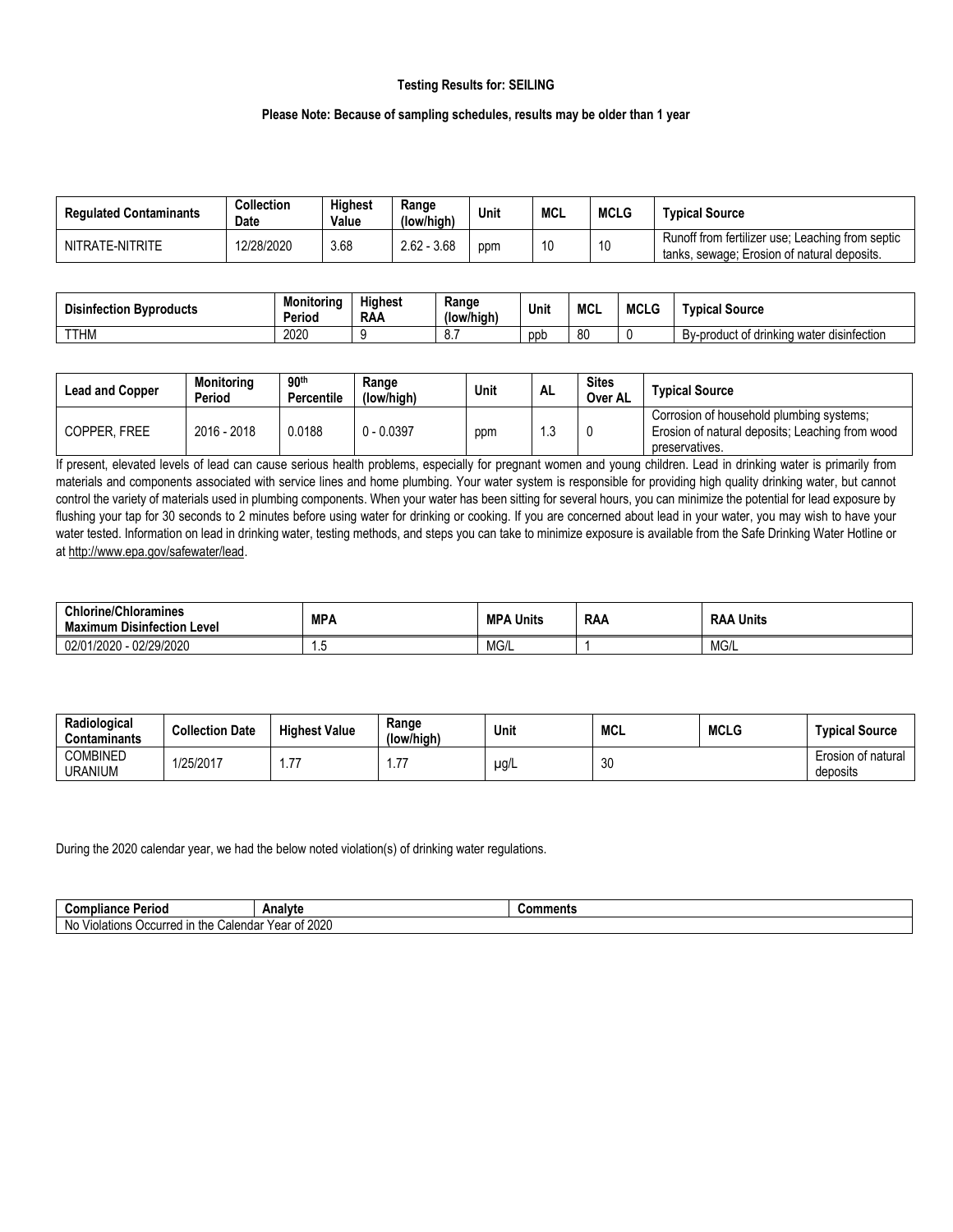**Testing Results for: SEILING**

**Please Note: Because of sampling schedules, results may be older than 1 year**

| Regulated Contaminants | Collection Date | Highest Value | Range (low/high) | Unit | MCL | MCLG | Typical Source |
|---|---|---|---|---|---|---|---|
| NITRATE-NITRITE | 12/28/2020 | 3.68 | 2.62 - 3.68 | ppm | 10 | 10 | Runoff from fertilizer use; Leaching from septic tanks, sewage; Erosion of natural deposits. |

| Disinfection Byproducts | Monitoring Period | Highest RAA | Range (low/high) | Unit | MCL | MCLG | Typical Source |
|---|---|---|---|---|---|---|---|
| TTHM | 2020 | 9 | 8.7 | ppb | 80 | 0 | By-product of drinking water disinfection |

| Lead and Copper | Monitoring Period | 90th Percentile | Range (low/high) | Unit | AL | Sites Over AL | Typical Source |
|---|---|---|---|---|---|---|---|
| COPPER, FREE | 2016 - 2018 | 0.0188 | 0 - 0.0397 | ppm | 1.3 | 0 | Corrosion of household plumbing systems; Erosion of natural deposits; Leaching from wood preservatives. |

If present, elevated levels of lead can cause serious health problems, especially for pregnant women and young children. Lead in drinking water is primarily from materials and components associated with service lines and home plumbing. Your water system is responsible for providing high quality drinking water, but cannot control the variety of materials used in plumbing components. When your water has been sitting for several hours, you can minimize the potential for lead exposure by flushing your tap for 30 seconds to 2 minutes before using water for drinking or cooking. If you are concerned about lead in your water, you may wish to have your water tested. Information on lead in drinking water, testing methods, and steps you can take to minimize exposure is available from the Safe Drinking Water Hotline or at http://www.epa.gov/safewater/lead.

| Chlorine/Chloramines Maximum Disinfection Level | MPA | MPA Units | RAA | RAA Units |
|---|---|---|---|---|
| 02/01/2020 - 02/29/2020 | 1.5 | MG/L | 1 | MG/L |

| Radiological Contaminants | Collection Date | Highest Value | Range (low/high) | Unit | MCL | MCLG | Typical Source |
|---|---|---|---|---|---|---|---|
| COMBINED URANIUM | 1/25/2017 | 1.77 | 1.77 | µg/L | 30 | | Erosion of natural deposits |

During the 2020 calendar year, we had the below noted violation(s) of drinking water regulations.

| Compliance Period | Analyte | Comments |
|---|---|---|
| No Violations Occurred in the Calendar Year of 2020 | | |